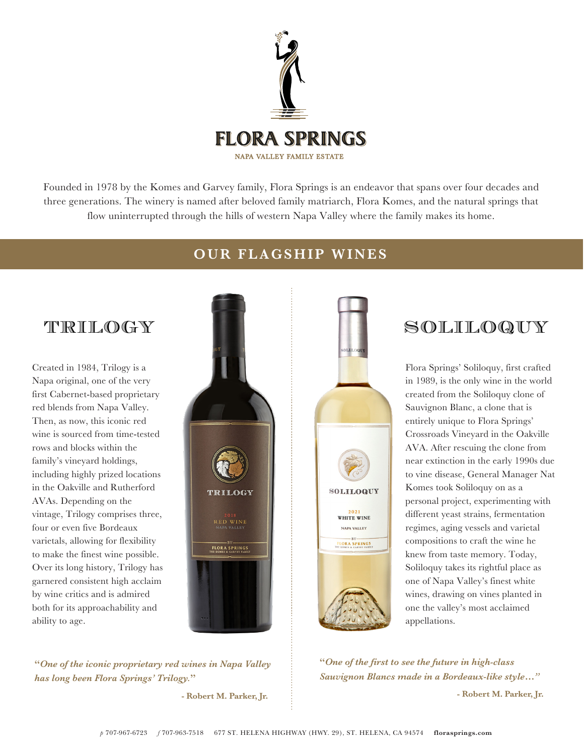# FLORA SPRINGS

NAPA VALLEY FAMILY ESTATE

Founded in 1978 by the Komes and Garvey family, Flora Springs is an endeavor that spans over four decades and three generations. The winery is named after beloved family matriarch, Flora Komes, and the natural springs that flow uninterrupted through the hills of western Napa Valley where the family makes its home.

## OUR FLAGSHIP WINES

### TRILOGY

Created in 1984, Trilogy is a Napa original, one of the very first Cabernet-based proprietary red blends from Napa Valley. Then, as now, this iconic red wine is sourced from time-tested rows and blocks within the family's vineyard holdings, including highly prized locations in the Oakville and Rutherford AVAs. Depending on the vintage, Trilogy comprises three, four or even five Bordeaux varietals, allowing for flexibility to make the finest wine possible. Over its long history, Trilogy has garnered consistent high acclaim by wine critics and is admired both for its approachability and ability to age.

**"*One of the iconic proprietary red wines in Napa Valley has long been Flora Springs' Trilogy.*"**

**- Robert M. Parker, Jr.**

### SOLILOQUY

Flora Springs' Soliloquy, first crafted in 1989, is the only wine in the world created from the Soliloquy clone of Sauvignon Blanc, a clone that is entirely unique to Flora Springs' Crossroads Vineyard in the Oakville AVA. After rescuing the clone from near extinction in the early 1990s due to vine disease, General Manager Nat Komes took Soliloquy on as a personal project, experimenting with different yeast strains, fermentation regimes, aging vessels and varietal compositions to craft the wine he knew from taste memory. Today, Soliloquy takes its rightful place as one of Napa Valley's finest white wines, drawing on vines planted in one the valley's most acclaimed appellations.

**"*One of the first to see the future in high-class Sauvignon Blancs made in a Bordeaux-like style…*"**

**- Robert M. Parker, Jr.**

*p* 707-967-6723 *f* 707-963-7518 677 ST. HELENA HIGHWAY (HWY. 29), ST. HELENA, CA 94574 **florasprings.com**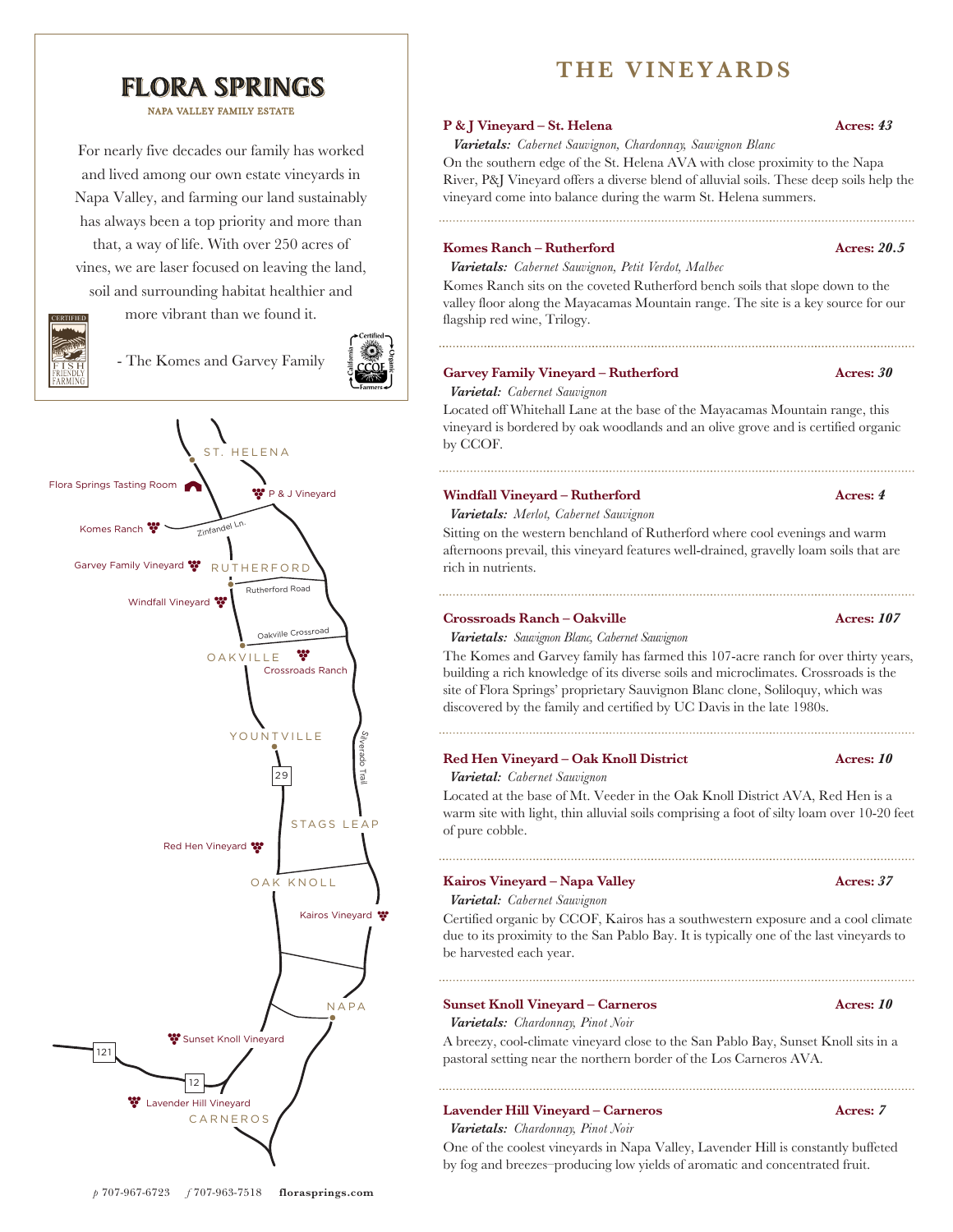# FLORA SPRINGS

NAPA VALLEY FAMILY ESTATE

For nearly five decades our family has worked and lived among our own estate vineyards in Napa Valley, and farming our land sustainably has always been a top priority and more than that, a way of life. With over 250 acres of vines, we are laser focused on leaving the land, soil and surrounding habitat healthier and more vibrant than we found it.

- The Komes and Garvey Family

ST. HELENA
Flora Springs Tasting Room
P & J Vineyard
Komes Ranch
Zinfandel Ln.
Garvey Family Vineyard
RUTHERFORD
Rutherford Road
Windfall Vineyard
Oakville Crossroad
OAKVILLE
Crossroads Ranch
YOUNTVILLE
Silverado Trail
29
STAGS LEAP
Red Hen Vineyard
OAK KNOLL
Kairos Vineyard
NAPA
Sunset Knoll Vineyard
121
12
Lavender Hill Vineyard
CARNEROS

*p* 707-967-6723 *f* 707-963-7518 **floraspprings.com**

# THE VINEYARDS

**P & J Vineyard – St. Helena** **Acres: *43***

***Varietals:*** *Cabernet Sauvignon, Chardonnay, Sauvignon Blanc*

On the southern edge of the St. Helena AVA with close proximity to the Napa River, P&J Vineyard offers a diverse blend of alluvial soils. These deep soils help the vineyard come into balance during the warm St. Helena summers.

**Komes Ranch – Rutherford** **Acres: *20.5***

***Varietals:*** *Cabernet Sauvignon, Petit Verdot, Malbec*

Komes Ranch sits on the coveted Rutherford bench soils that slope down to the valley floor along the Mayacamas Mountain range. The site is a key source for our flagship red wine, Trilogy.

**Garvey Family Vineyard – Rutherford** **Acres: *30***

***Varietal:*** *Cabernet Sauvignon*

Located off Whitehall Lane at the base of the Mayacamas Mountain range, this vineyard is bordered by oak woodlands and an olive grove and is certified organic by CCOF.

**Windfall Vineyard – Rutherford** **Acres: *4***

***Varietals:*** *Merlot, Cabernet Sauvignon*

Sitting on the western benchland of Rutherford where cool evenings and warm afternoons prevail, this vineyard features well-drained, gravelly loam soils that are rich in nutrients.

**Crossroads Ranch – Oakville** **Acres: *107***

***Varietals:*** *Sauvignon Blanc, Cabernet Sauvignon*

The Komes and Garvey family has farmed this 107-acre ranch for over thirty years, building a rich knowledge of its diverse soils and microclimates. Crossroads is the site of Flora Springs' proprietary Sauvignon Blanc clone, Soliloquy, which was discovered by the family and certified by UC Davis in the late 1980s.

**Red Hen Vineyard – Oak Knoll District** **Acres: *10***

***Varietal:*** *Cabernet Sauvignon*

Located at the base of Mt. Veeder in the Oak Knoll District AVA, Red Hen is a warm site with light, thin alluvial soils comprising a foot of silty loam over 10-20 feet of pure cobble.

**Kairos Vineyard – Napa Valley** **Acres: *37***

***Varietal:*** *Cabernet Sauvignon*

Certified organic by CCOF, Kairos has a southwestern exposure and a cool climate due to its proximity to the San Pablo Bay. It is typically one of the last vineyards to be harvested each year.

**Sunset Knoll Vineyard – Carneros** **Acres: *10***

***Varietals:*** *Chardonnay, Pinot Noir*

A breezy, cool-climate vineyard close to the San Pablo Bay, Sunset Knoll sits in a pastoral setting near the northern border of the Los Carneros AVA.

**Lavender Hill Vineyard – Carneros** **Acres: *7***

***Varietals:*** *Chardonnay, Pinot Noir*

One of the coolest vineyards in Napa Valley, Lavender Hill is constantly buffeted by fog and breezes–producing low yields of aromatic and concentrated fruit.